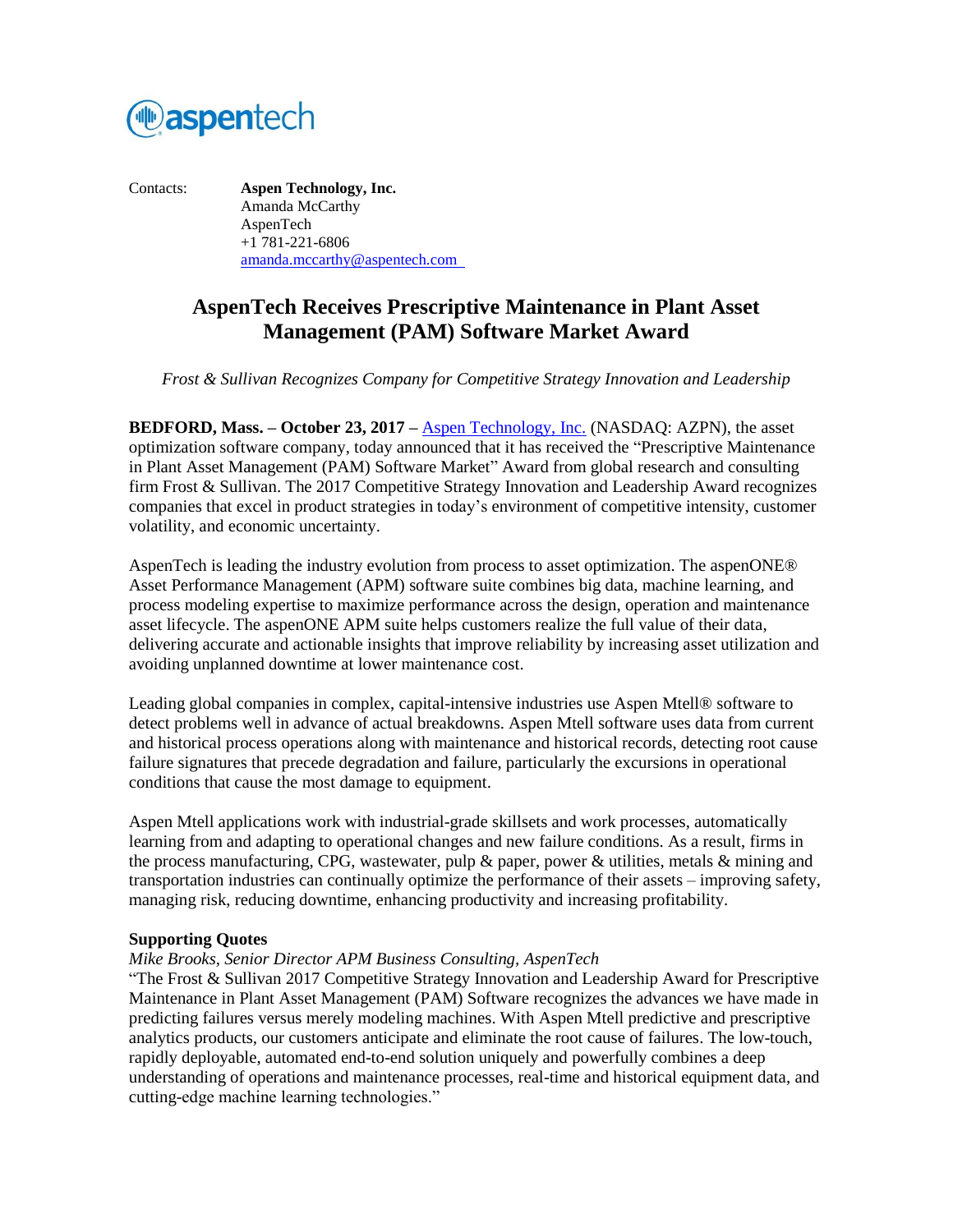Contacts: **Aspen Technology, Inc.**
Amanda McCarthy
AspenTech
+1 781-221-6806
amanda.mccarthy@aspentech.com

# AspenTech Receives Prescriptive Maintenance in Plant Asset Management (PAM) Software Market Award

*Frost & Sullivan Recognizes Company for Competitive Strategy Innovation and Leadership*

**BEDFORD, Mass. – October 23, 2017 –** Aspen Technology, Inc. (NASDAQ: AZPN), the asset optimization software company, today announced that it has received the "Prescriptive Maintenance in Plant Asset Management (PAM) Software Market" Award from global research and consulting firm Frost & Sullivan. The 2017 Competitive Strategy Innovation and Leadership Award recognizes companies that excel in product strategies in today's environment of competitive intensity, customer volatility, and economic uncertainty.

AspenTech is leading the industry evolution from process to asset optimization. The aspenONE® Asset Performance Management (APM) software suite combines big data, machine learning, and process modeling expertise to maximize performance across the design, operation and maintenance asset lifecycle. The aspenONE APM suite helps customers realize the full value of their data, delivering accurate and actionable insights that improve reliability by increasing asset utilization and avoiding unplanned downtime at lower maintenance cost.

Leading global companies in complex, capital-intensive industries use Aspen Mtell® software to detect problems well in advance of actual breakdowns. Aspen Mtell software uses data from current and historical process operations along with maintenance and historical records, detecting root cause failure signatures that precede degradation and failure, particularly the excursions in operational conditions that cause the most damage to equipment.

Aspen Mtell applications work with industrial-grade skillsets and work processes, automatically learning from and adapting to operational changes and new failure conditions. As a result, firms in the process manufacturing, CPG, wastewater, pulp & paper, power & utilities, metals & mining and transportation industries can continually optimize the performance of their assets – improving safety, managing risk, reducing downtime, enhancing productivity and increasing profitability.

**Supporting Quotes**

*Mike Brooks, Senior Director APM Business Consulting, AspenTech*

"The Frost & Sullivan 2017 Competitive Strategy Innovation and Leadership Award for Prescriptive Maintenance in Plant Asset Management (PAM) Software recognizes the advances we have made in predicting failures versus merely modeling machines. With Aspen Mtell predictive and prescriptive analytics products, our customers anticipate and eliminate the root cause of failures. The low-touch, rapidly deployable, automated end-to-end solution uniquely and powerfully combines a deep understanding of operations and maintenance processes, real-time and historical equipment data, and cutting-edge machine learning technologies."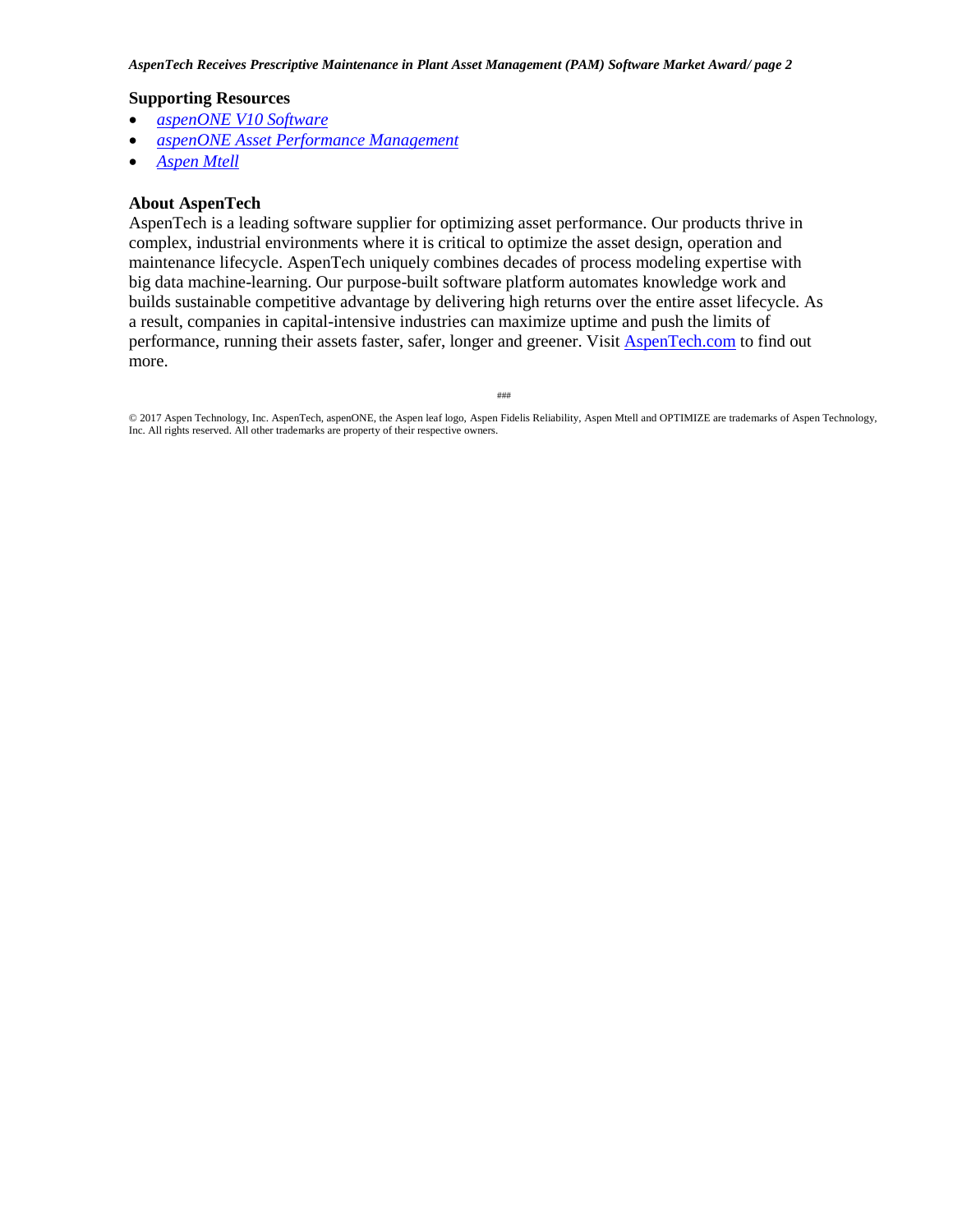## Supporting Resources

- *aspenONE V10 Software*
- *aspenONE Asset Performance Management*
- *Aspen Mtell*

## About AspenTech

AspenTech is a leading software supplier for optimizing asset performance. Our products thrive in complex, industrial environments where it is critical to optimize the asset design, operation and maintenance lifecycle. AspenTech uniquely combines decades of process modeling expertise with big data machine-learning. Our purpose-built software platform automates knowledge work and builds sustainable competitive advantage by delivering high returns over the entire asset lifecycle. As a result, companies in capital-intensive industries can maximize uptime and push the limits of performance, running their assets faster, safer, longer and greener. Visit AspenTech.com to find out more.

###

© 2017 Aspen Technology, Inc. AspenTech, aspenONE, the Aspen leaf logo, Aspen Fidelis Reliability, Aspen Mtell and OPTIMIZE are trademarks of Aspen Technology, Inc. All rights reserved. All other trademarks are property of their respective owners.